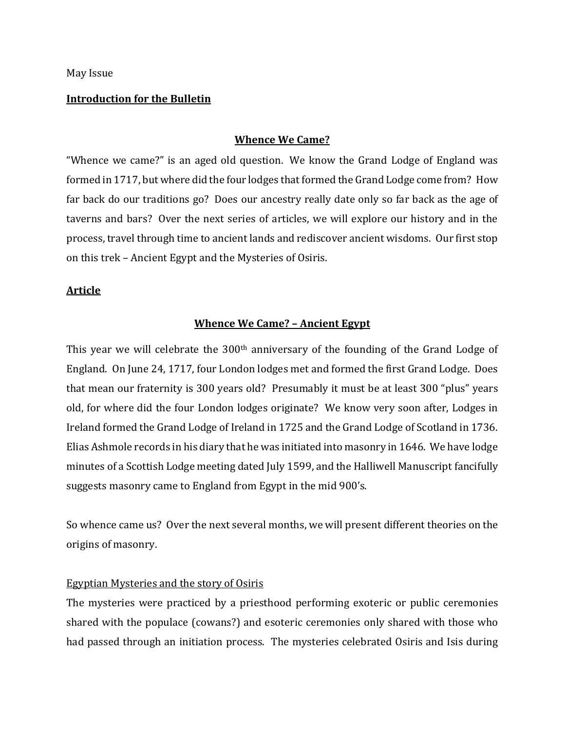May Issue

**Introduction for the Bulletin**

## Whence We Came?

"Whence we came?" is an aged old question. We know the Grand Lodge of England was formed in 1717, but where did the four lodges that formed the Grand Lodge come from? How far back do our traditions go? Does our ancestry really date only so far back as the age of taverns and bars? Over the next series of articles, we will explore our history and in the process, travel through time to ancient lands and rediscover ancient wisdoms. Our first stop on this trek – Ancient Egypt and the Mysteries of Osiris.

**Article**

## Whence We Came? – Ancient Egypt

This year we will celebrate the 300th anniversary of the founding of the Grand Lodge of England. On June 24, 1717, four London lodges met and formed the first Grand Lodge. Does that mean our fraternity is 300 years old? Presumably it must be at least 300 "plus" years old, for where did the four London lodges originate? We know very soon after, Lodges in Ireland formed the Grand Lodge of Ireland in 1725 and the Grand Lodge of Scotland in 1736. Elias Ashmole records in his diary that he was initiated into masonry in 1646. We have lodge minutes of a Scottish Lodge meeting dated July 1599, and the Halliwell Manuscript fancifully suggests masonry came to England from Egypt in the mid 900's.

So whence came us? Over the next several months, we will present different theories on the origins of masonry.

### Egyptian Mysteries and the story of Osiris

The mysteries were practiced by a priesthood performing exoteric or public ceremonies shared with the populace (cowans?) and esoteric ceremonies only shared with those who had passed through an initiation process. The mysteries celebrated Osiris and Isis during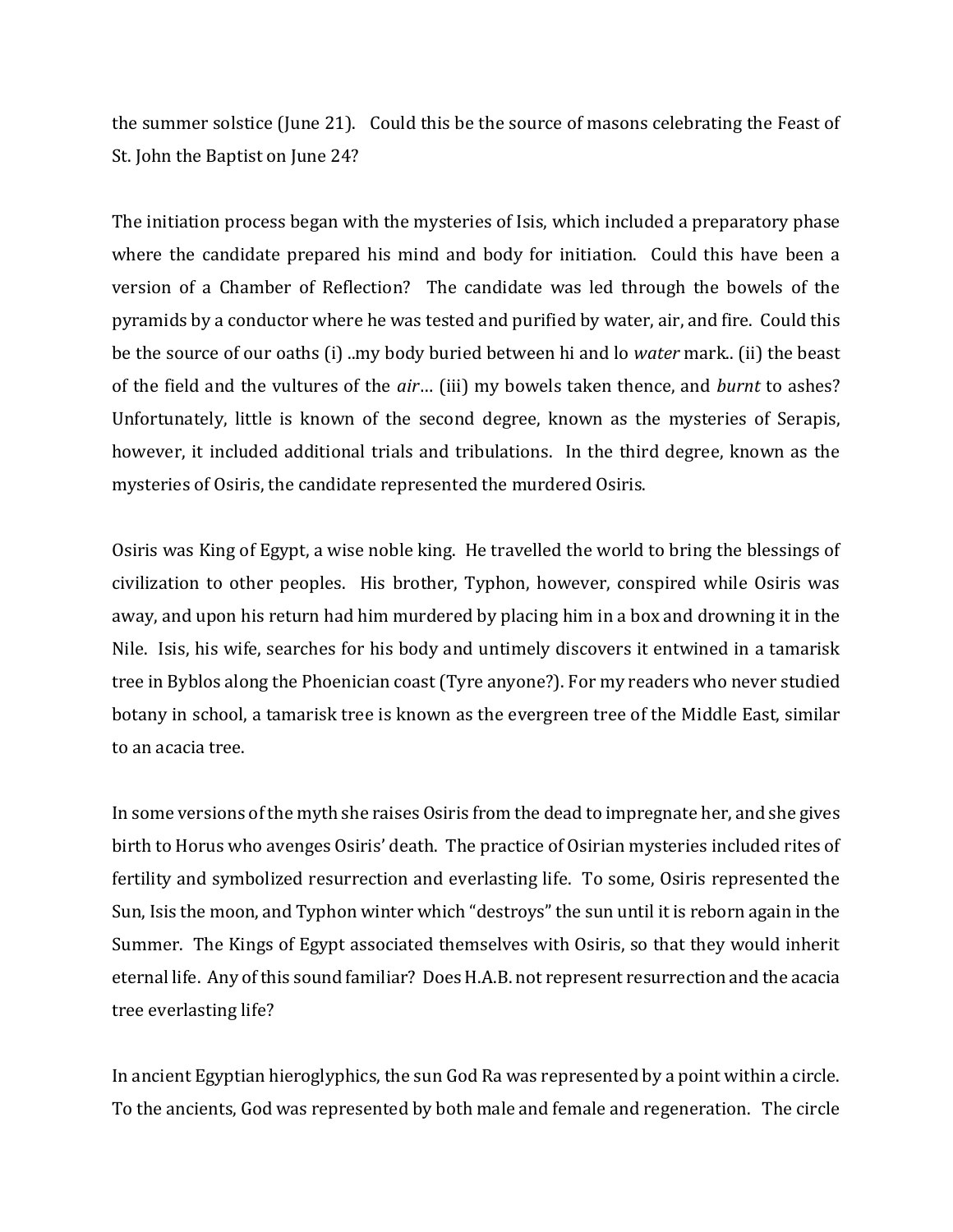the summer solstice (June 21). Could this be the source of masons celebrating the Feast of St. John the Baptist on June 24?

The initiation process began with the mysteries of Isis, which included a preparatory phase where the candidate prepared his mind and body for initiation. Could this have been a version of a Chamber of Reflection? The candidate was led through the bowels of the pyramids by a conductor where he was tested and purified by water, air, and fire. Could this be the source of our oaths (i) ..my body buried between hi and lo *water* mark.. (ii) the beast of the field and the vultures of the *air*… (iii) my bowels taken thence, and *burnt* to ashes? Unfortunately, little is known of the second degree, known as the mysteries of Serapis, however, it included additional trials and tribulations. In the third degree, known as the mysteries of Osiris, the candidate represented the murdered Osiris.

Osiris was King of Egypt, a wise noble king. He travelled the world to bring the blessings of civilization to other peoples. His brother, Typhon, however, conspired while Osiris was away, and upon his return had him murdered by placing him in a box and drowning it in the Nile. Isis, his wife, searches for his body and untimely discovers it entwined in a tamarisk tree in Byblos along the Phoenician coast (Tyre anyone?). For my readers who never studied botany in school, a tamarisk tree is known as the evergreen tree of the Middle East, similar to an acacia tree.

In some versions of the myth she raises Osiris from the dead to impregnate her, and she gives birth to Horus who avenges Osiris' death. The practice of Osirian mysteries included rites of fertility and symbolized resurrection and everlasting life. To some, Osiris represented the Sun, Isis the moon, and Typhon winter which "destroys" the sun until it is reborn again in the Summer. The Kings of Egypt associated themselves with Osiris, so that they would inherit eternal life. Any of this sound familiar? Does H.A.B. not represent resurrection and the acacia tree everlasting life?

In ancient Egyptian hieroglyphics, the sun God Ra was represented by a point within a circle. To the ancients, God was represented by both male and female and regeneration. The circle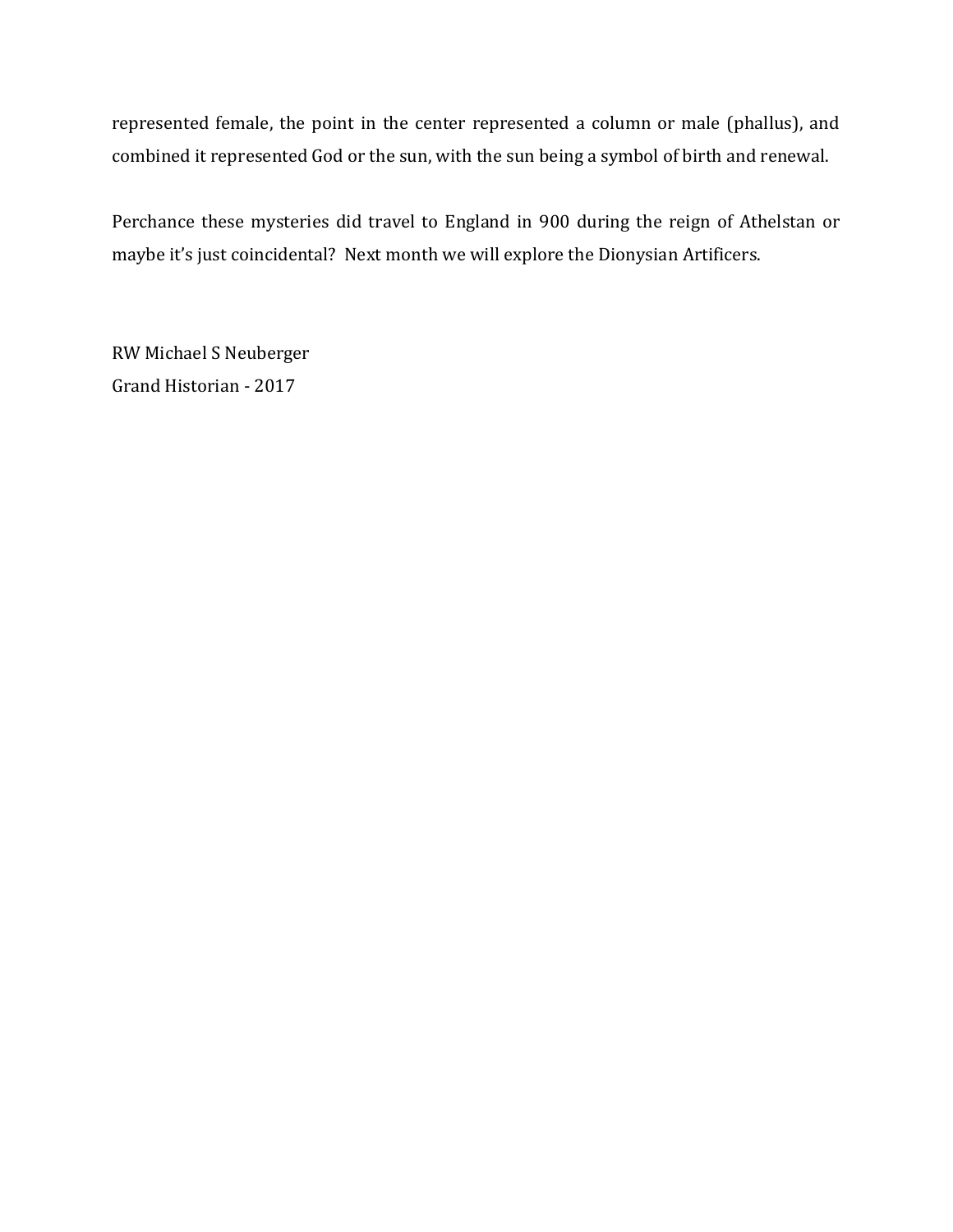represented female, the point in the center represented a column or male (phallus), and combined it represented God or the sun, with the sun being a symbol of birth and renewal.

Perchance these mysteries did travel to England in 900 during the reign of Athelstan or maybe it's just coincidental? Next month we will explore the Dionysian Artificers.

RW Michael S Neuberger
Grand Historian - 2017